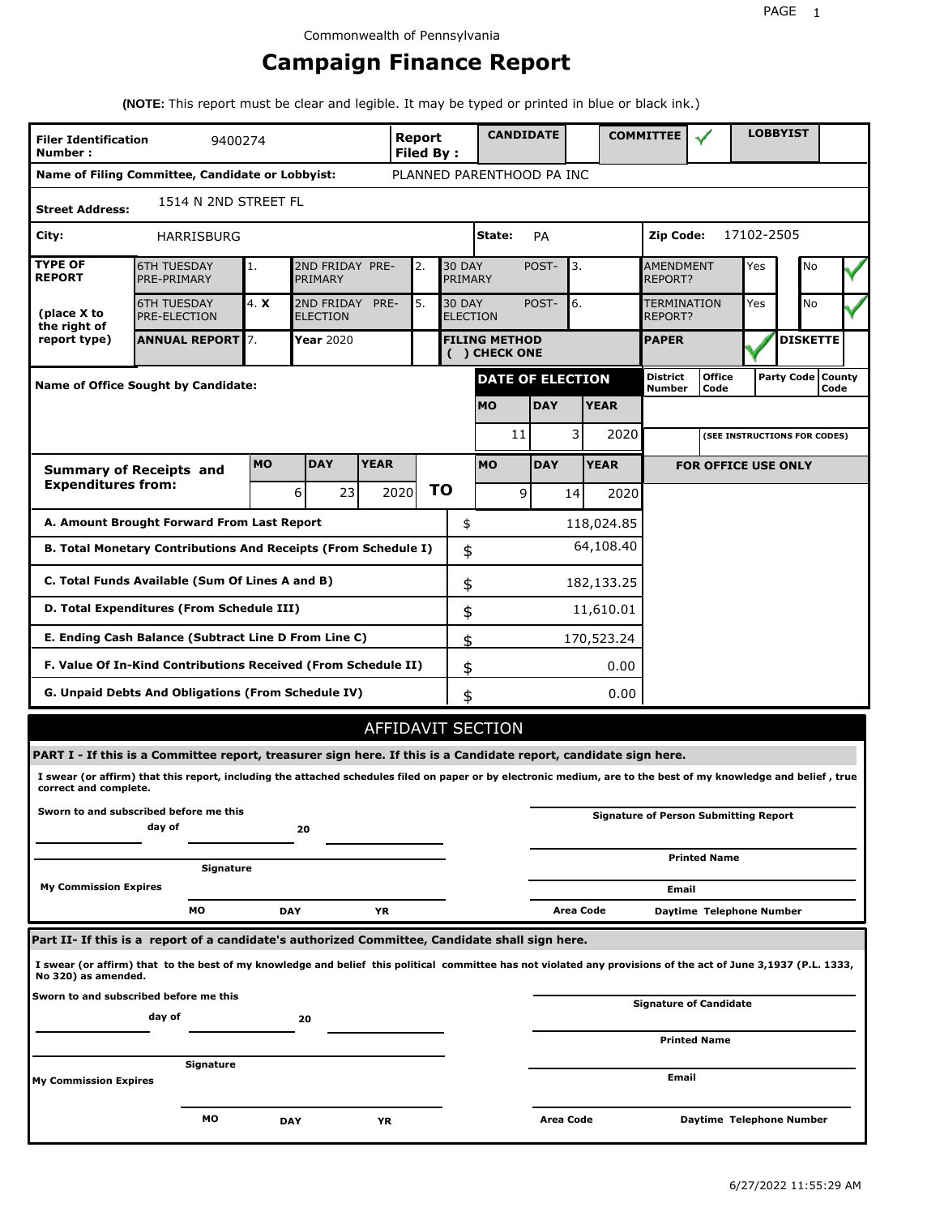Commonwealth of Pennsylvania

# Campaign Finance Report

**(NOTE:** This report must be clear and legible. It may be typed or printed in blue or black ink.)

| **Filer Identification Number :** | 9400274 | **Report Filed By :** | **CANDIDATE** | | **COMMITTEE** | ✓ | **LOBBYIST** | |
|---|---|---|---|---|---|---|---|---|

**Name of Filing Committee, Candidate or Lobbyist:** PLANNED PARENTHOOD PA INC

**Street Address:** 1514 N 2ND STREET FL

**City:** HARRISBURG **State:** PA **Zip Code:** 17102-2505

| **TYPE OF REPORT** (place X to the right of report type) | | | | | | | | |
|---|---|---|---|---|---|---|---|---|
| 6TH TUESDAY PRE-PRIMARY | 1. | 2ND FRIDAY PRE-PRIMARY | 2. | 30 DAY POST-PRIMARY | 3. | AMENDMENT REPORT? | Yes | No ✓ |
| 6TH TUESDAY PRE-ELECTION | 4. **X** | 2ND FRIDAY PRE-ELECTION | 5. | 30 DAY POST-ELECTION | 6. | TERMINATION REPORT? | Yes | No ✓ |
| **ANNUAL REPORT** | 7. | **Year** 2020 | | **FILING METHOD ( ) CHECK ONE** | | **PAPER** ✓ | **DISKETTE** | |

**Name of Office Sought by Candidate:**

| **DATE OF ELECTION** | | | District Number | Office Code | Party Code | County Code |
|---|---|---|---|---|---|---|
| **MO** | **DAY** | **YEAR** | | | | |
| 11 | 3 | 2020 | | (SEE INSTRUCTIONS FOR CODES) | | |

| **Summary of Receipts and Expenditures from:** | **MO** | **DAY** | **YEAR** | | **MO** | **DAY** | **YEAR** |
|---|---|---|---|---|---|---|---|
| | 6 | 23 | 2020 | **TO** | 9 | 14 | 2020 |

**FOR OFFICE USE ONLY**

| | | |
|---|---|---|
| **A. Amount Brought Forward From Last Report** | $ | 118,024.85 |
| **B. Total Monetary Contributions And Receipts (From Schedule I)** | $ | 64,108.40 |
| **C. Total Funds Available (Sum Of Lines A and B)** | $ | 182,133.25 |
| **D. Total Expenditures (From Schedule III)** | $ | 11,610.01 |
| **E. Ending Cash Balance (Subtract Line D From Line C)** | $ | 170,523.24 |
| **F. Value Of In-Kind Contributions Received (From Schedule II)** | $ | 0.00 |
| **G. Unpaid Debts And Obligations (From Schedule IV)** | $ | 0.00 |

## AFFIDAVIT SECTION

**PART I - If this is a Committee report, treasurer sign here. If this is a Candidate report, candidate sign here.**

**I swear (or affirm) that this report, including the attached schedules filed on paper or by electronic medium, are to the best of my knowledge and belief , true correct and complete.**

**Sworn to and subscribed before me this**

**day of** \_\_\_\_\_\_ **20** \_\_\_\_\_\_

**Signature**

**My Commission Expires**

**MO** **DAY** **YR**

**Signature of Person Submitting Report**

**Printed Name**

**Email**

**Area Code** **Daytime Telephone Number**

**Part II- If this is a report of a candidate's authorized Committee, Candidate shall sign here.**

**I swear (or affirm) that to the best of my knowledge and belief this political committee has not violated any provisions of the act of June 3,1937 (P.L. 1333, No 320) as amended.**

**Sworn to and subscribed before me this**

**day of** \_\_\_\_\_\_ **20** \_\_\_\_\_\_

**Signature**

**My Commission Expires**

**MO** **DAY** **YR**

**Signature of Candidate**

**Printed Name**

**Email**

**Area Code** **Daytime Telephone Number**

6/27/2022 11:55:29 AM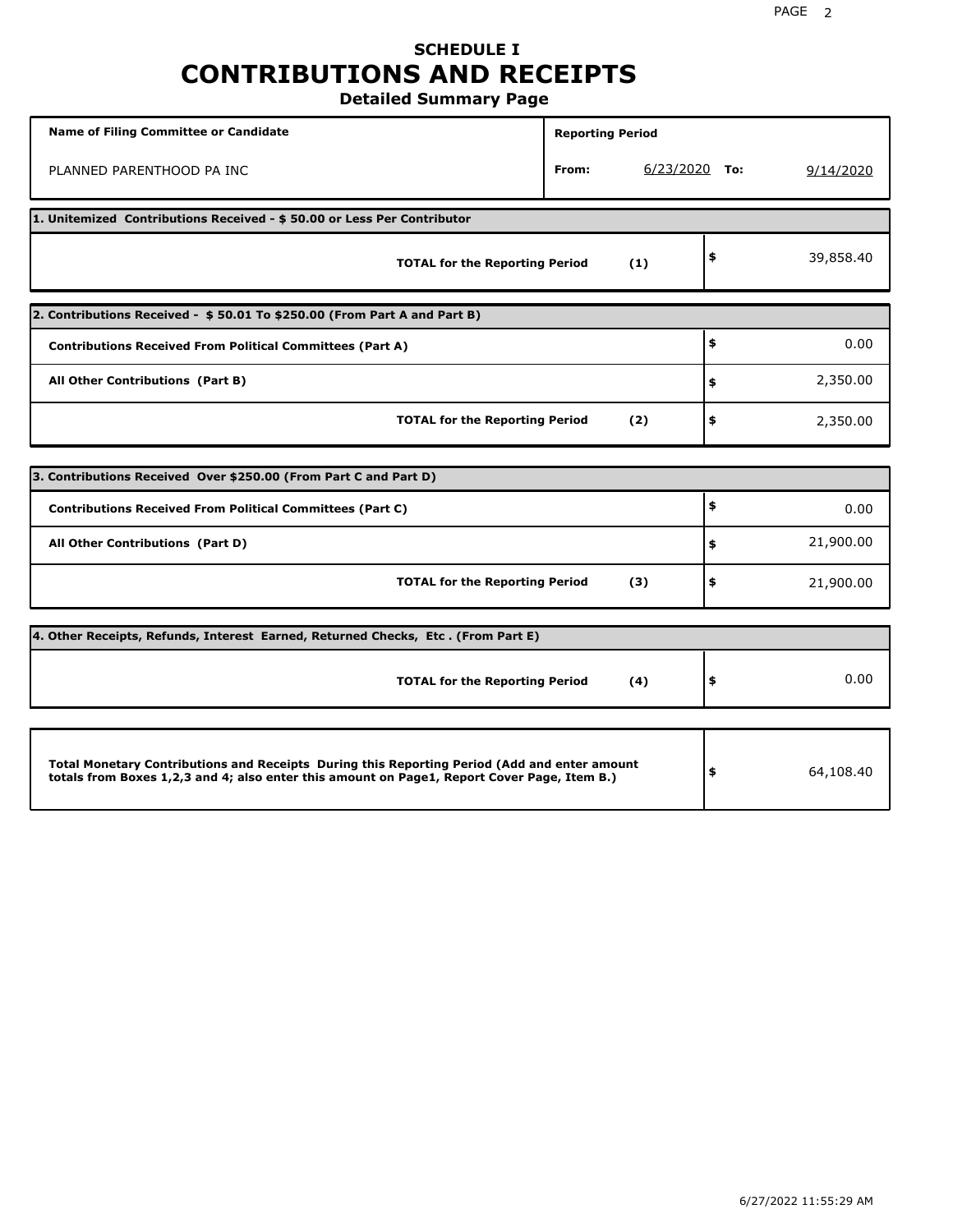# SCHEDULE I
# CONTRIBUTIONS AND RECEIPTS
## Detailed Summary Page

| Name of Filing Committee or Candidate | Reporting Period | |
|---|---|---|
| PLANNED PARENTHOOD PA INC | From: 6/23/2020 | To: 9/14/2020 |

| 1. Unitemized Contributions Received - $ 50.00 or Less Per Contributor | | |
|---|---|---|
| TOTAL for the Reporting Period | (1) | $ 39,858.40 |

| 2. Contributions Received - $ 50.01 To $250.00 (From Part A and Part B) | | |
|---|---|---|
| Contributions Received From Political Committees (Part A) | | $ 0.00 |
| All Other Contributions (Part B) | | $ 2,350.00 |
| TOTAL for the Reporting Period | (2) | $ 2,350.00 |

| 3. Contributions Received Over $250.00 (From Part C and Part D) | | |
|---|---|---|
| Contributions Received From Political Committees (Part C) | | $ 0.00 |
| All Other Contributions (Part D) | | $ 21,900.00 |
| TOTAL for the Reporting Period | (3) | $ 21,900.00 |

| 4. Other Receipts, Refunds, Interest Earned, Returned Checks, Etc . (From Part E) | | |
|---|---|---|
| TOTAL for the Reporting Period | (4) | $ 0.00 |

| | |
|---|---|
| Total Monetary Contributions and Receipts During this Reporting Period (Add and enter amount totals from Boxes 1,2,3 and 4; also enter this amount on Page1, Report Cover Page, Item B.) | $ 64,108.40 |

6/27/2022 11:55:29 AM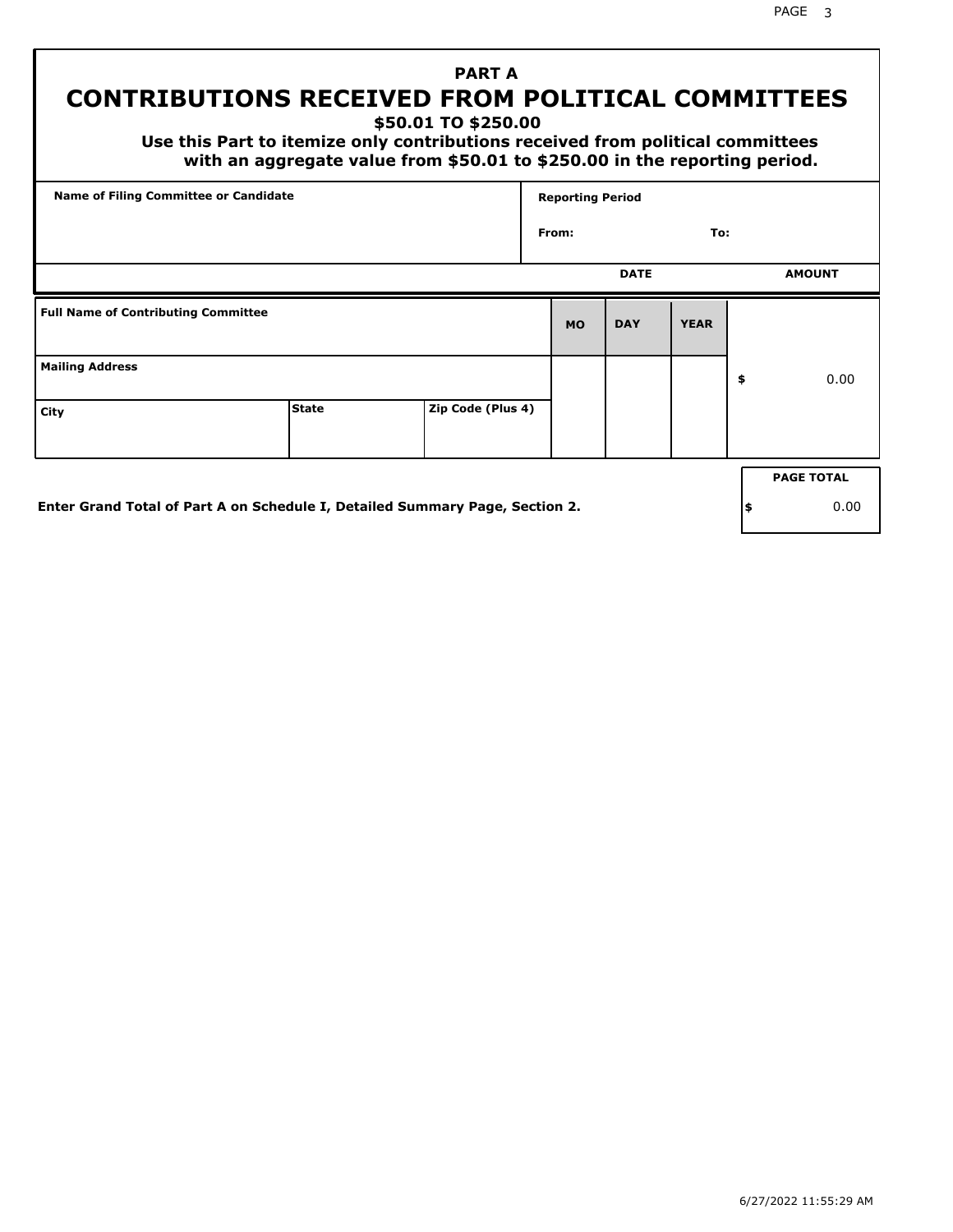# PART A

## CONTRIBUTIONS RECEIVED FROM POLITICAL COMMITTEES

### $50.01 TO $250.00

**Use this Part to itemize only contributions received from political committees with an aggregate value from $50.01 to $250.00 in the reporting period.**

| Name of Filing Committee or Candidate | Reporting Period |
|---|---|
| | From: To: |

| Full Name of Contributing Committee | | | DATE MO | DAY | YEAR | AMOUNT |
|---|---|---|---|---|---|---|
| Mailing Address | | | | | | $ 0.00 |
| City | State | Zip Code (Plus 4) | | | | |

**Enter Grand Total of Part A on Schedule I, Detailed Summary Page, Section 2.**

| PAGE TOTAL |
|---|
| $ 0.00 |

6/27/2022 11:55:29 AM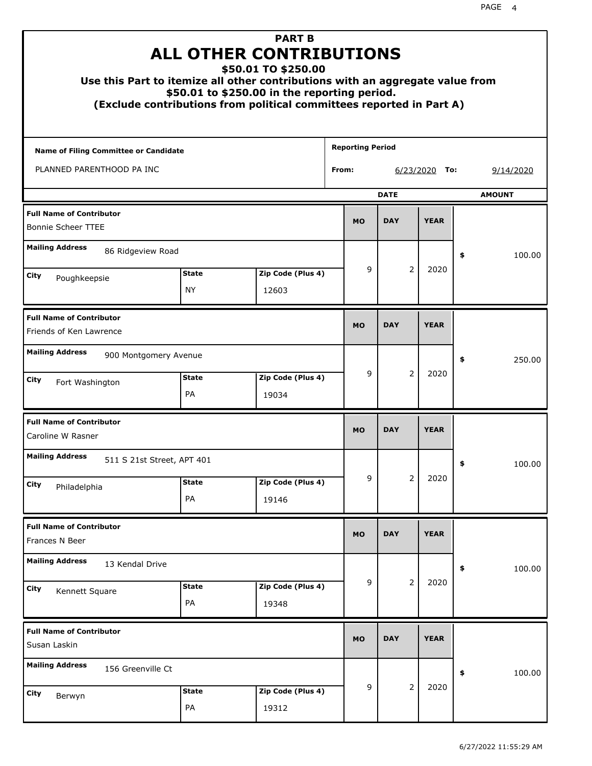## PART B
# ALL OTHER CONTRIBUTIONS
### $50.01 TO $250.00
### Use this Part to itemize all other contributions with an aggregate value from $50.01 to $250.00 in the reporting period.
### (Exclude contributions from political committees reported in Part A)

**Name of Filing Committee or Candidate:** PLANNED PARENTHOOD PA INC

**Reporting Period From:** 6/23/2020 **To:** 9/14/2020

| Full Name of Contributor | Mailing Address | City | State | Zip Code (Plus 4) | MO | DAY | YEAR | AMOUNT |
|---|---|---|---|---|---|---|---|---|
| Bonnie Scheer TTEE | 86 Ridgeview Road | Poughkeepsie | NY | 12603 | 9 | 2 | 2020 | $ 100.00 |
| Friends of Ken Lawrence | 900 Montgomery Avenue | Fort Washington | PA | 19034 | 9 | 2 | 2020 | $ 250.00 |
| Caroline W Rasner | 511 S 21st Street, APT 401 | Philadelphia | PA | 19146 | 9 | 2 | 2020 | $ 100.00 |
| Frances N Beer | 13 Kendal Drive | Kennett Square | PA | 19348 | 9 | 2 | 2020 | $ 100.00 |
| Susan Laskin | 156 Greenville Ct | Berwyn | PA | 19312 | 9 | 2 | 2020 | $ 100.00 |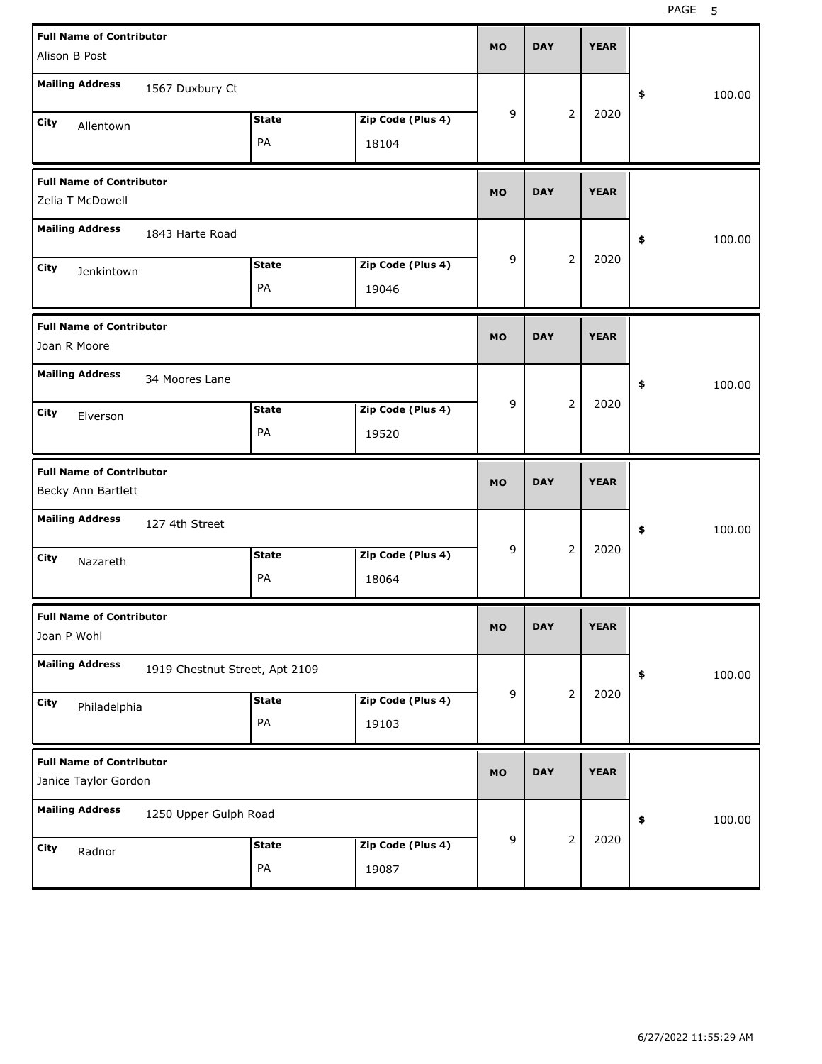| Full Name of Contributor | Mailing Address | City | State | Zip Code (Plus 4) | MO | DAY | YEAR | $ |
|---|---|---|---|---|---|---|---|---|
| Alison B Post | 1567 Duxbury Ct | Allentown | PA | 18104 | 9 | 2 | 2020 | 100.00 |
| Zelia T McDowell | 1843 Harte Road | Jenkintown | PA | 19046 | 9 | 2 | 2020 | 100.00 |
| Joan R Moore | 34 Moores Lane | Elverson | PA | 19520 | 9 | 2 | 2020 | 100.00 |
| Becky Ann Bartlett | 127 4th Street | Nazareth | PA | 18064 | 9 | 2 | 2020 | 100.00 |
| Joan P Wohl | 1919 Chestnut Street, Apt 2109 | Philadelphia | PA | 19103 | 9 | 2 | 2020 | 100.00 |
| Janice Taylor Gordon | 1250 Upper Gulph Road | Radnor | PA | 19087 | 9 | 2 | 2020 | 100.00 |

6/27/2022 11:55:29 AM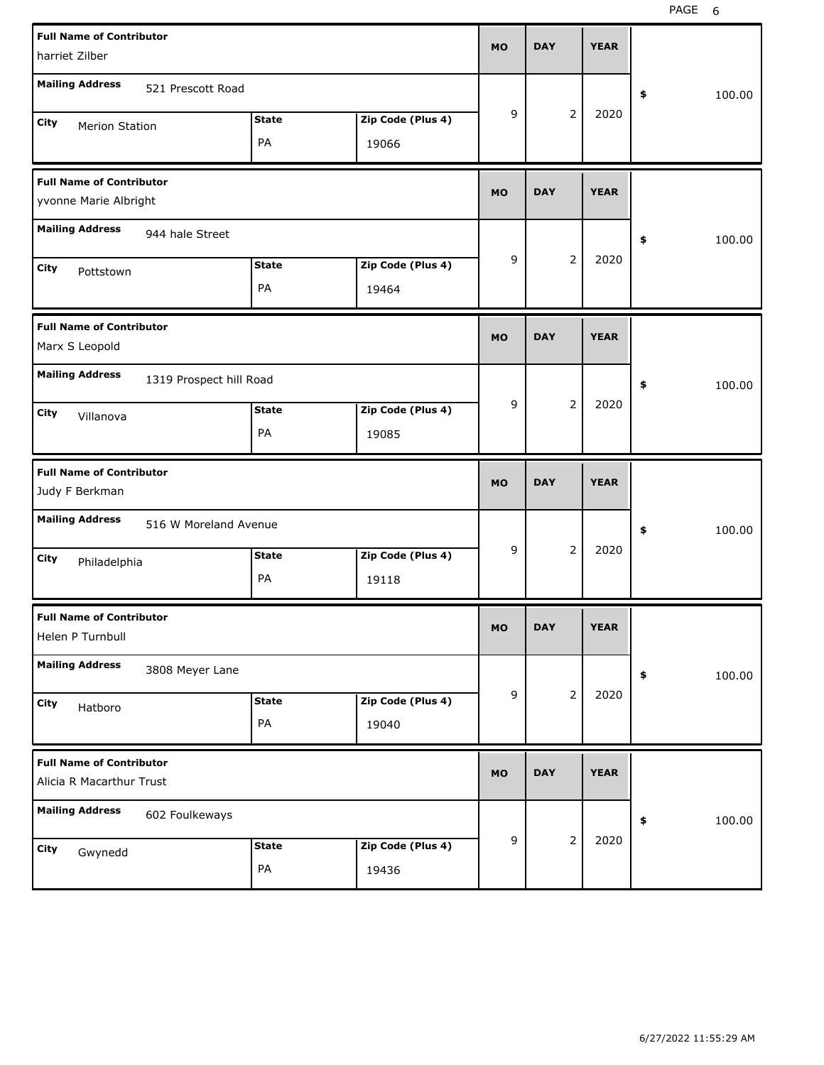| Full Name of Contributor | Mailing Address | City | State | Zip Code (Plus 4) | MO | DAY | YEAR | $ |
|---|---|---|---|---|---|---|---|---|
| harriet Zilber | 521 Prescott Road | Merion Station | PA | 19066 | 9 | 2 | 2020 | 100.00 |
| yvonne Marie Albright | 944 hale Street | Pottstown | PA | 19464 | 9 | 2 | 2020 | 100.00 |
| Marx S Leopold | 1319 Prospect hill Road | Villanova | PA | 19085 | 9 | 2 | 2020 | 100.00 |
| Judy F Berkman | 516 W Moreland Avenue | Philadelphia | PA | 19118 | 9 | 2 | 2020 | 100.00 |
| Helen P Turnbull | 3808 Meyer Lane | Hatboro | PA | 19040 | 9 | 2 | 2020 | 100.00 |
| Alicia R Macarthur Trust | 602 Foulkeways | Gwynedd | PA | 19436 | 9 | 2 | 2020 | 100.00 |

6/27/2022 11:55:29 AM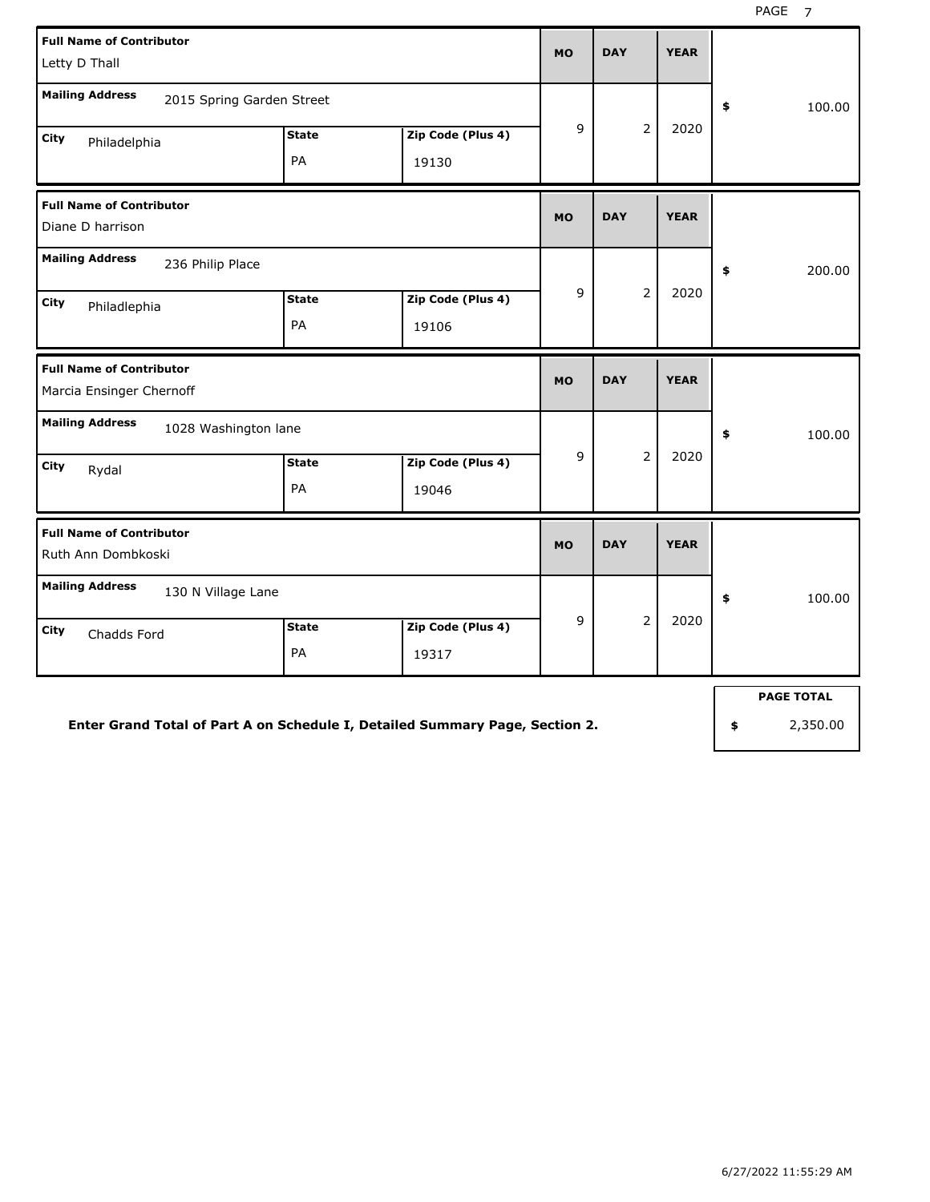| Full Name of Contributor | Mailing Address | City | State | Zip Code (Plus 4) | MO | DAY | YEAR | $ |
|---|---|---|---|---|---|---|---|---|
| Letty D Thall | 2015 Spring Garden Street | Philadelphia | PA | 19130 | 9 | 2 | 2020 | 100.00 |
| Diane D harrison | 236 Philip Place | Philadlephia | PA | 19106 | 9 | 2 | 2020 | 200.00 |
| Marcia Ensinger Chernoff | 1028 Washington lane | Rydal | PA | 19046 | 9 | 2 | 2020 | 100.00 |
| Ruth Ann Dombkoski | 130 N Village Lane | Chadds Ford | PA | 19317 | 9 | 2 | 2020 | 100.00 |

**Enter Grand Total of Part A on Schedule I, Detailed Summary Page, Section 2.**

| PAGE TOTAL |
|---|
| $ 2,350.00 |

6/27/2022 11:55:29 AM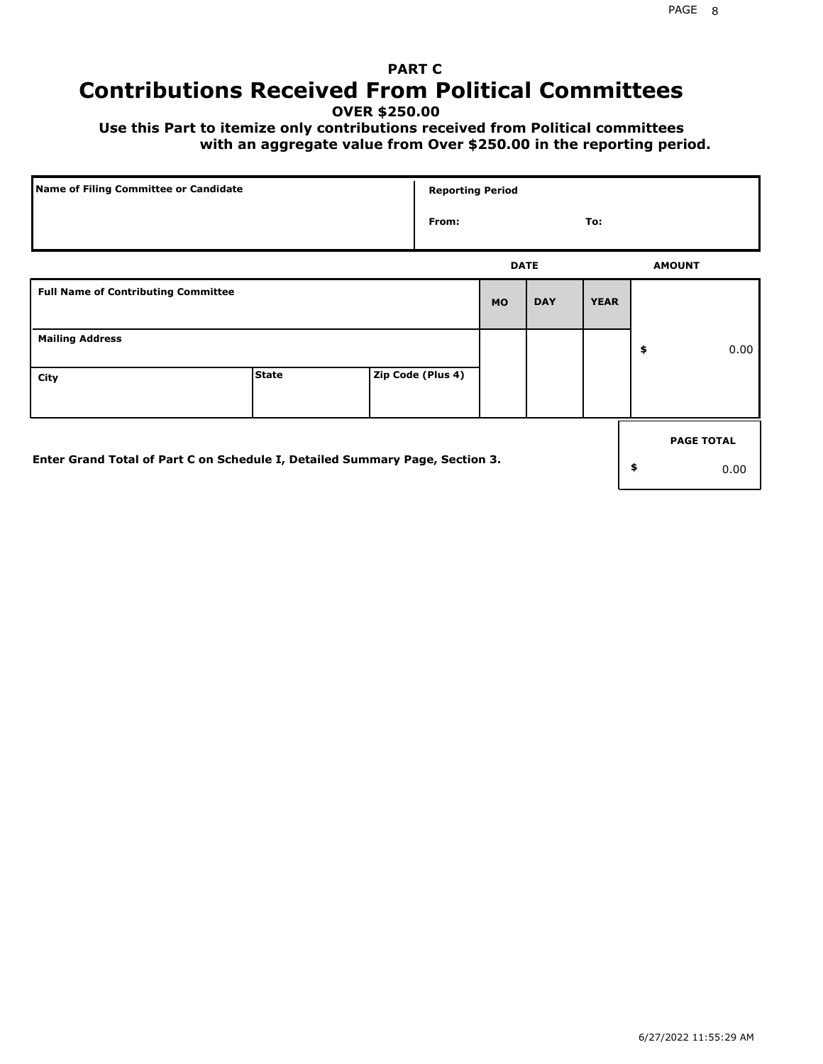## PART C

# Contributions Received From Political Committees

**OVER $250.00**

**Use this Part to itemize only contributions received from Political committees with an aggregate value from Over $250.00 in the reporting period.**

| Name of Filing Committee or Candidate | Reporting Period |
|---|---|
| | From: To: |

| Full Name of Contributing Committee | | | DATE MO | DATE DAY | DATE YEAR | AMOUNT |
|---|---|---|---|---|---|---|
| Mailing Address | | | | | | $ 0.00 |
| City | State | Zip Code (Plus 4) | | | | |

Enter Grand Total of Part C on Schedule I, Detailed Summary Page, Section 3.

| PAGE TOTAL |
|---|
| $ 0.00 |

6/27/2022 11:55:29 AM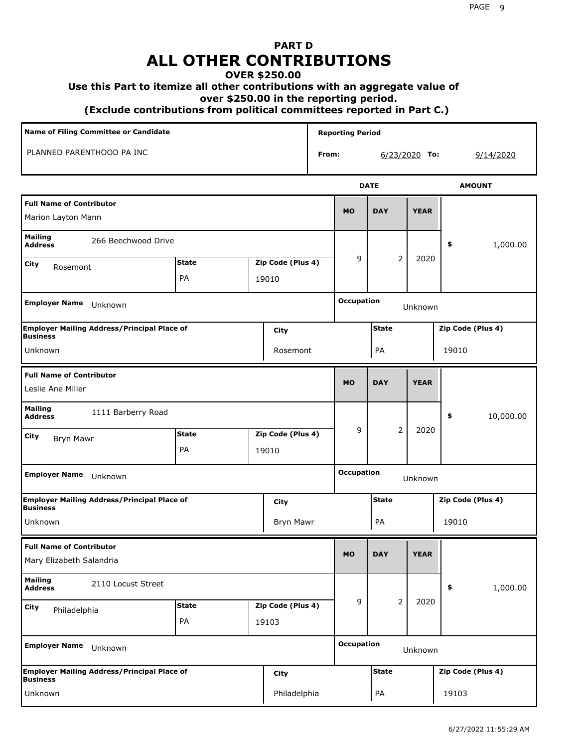# PART D
# ALL OTHER CONTRIBUTIONS

### OVER $250.00

### Use this Part to itemize all other contributions with an aggregate value of over $250.00 in the reporting period.

### (Exclude contributions from political committees reported in Part C.)

| Name of Filing Committee or Candidate | Reporting Period |
|---|---|
| PLANNED PARENTHOOD PA INC | From: 6/23/2020 To: 9/14/2020 |

| Full Name of Contributor | Mailing Address | City | State | Zip Code (Plus 4) | MO | DAY | YEAR | AMOUNT | Employer Name | Occupation | Employer Mailing Address/Principal Place of Business | City | State | Zip Code (Plus 4) |
|---|---|---|---|---|---|---|---|---|---|---|---|---|---|---|
| Marion Layton Mann | 266 Beechwood Drive | Rosemont | PA | 19010 | 9 | 2 | 2020 | $ 1,000.00 | Unknown | Unknown | Unknown | Rosemont | PA | 19010 |
| Leslie Ane Miller | 1111 Barberry Road | Bryn Mawr | PA | 19010 | 9 | 2 | 2020 | $ 10,000.00 | Unknown | Unknown | Unknown | Bryn Mawr | PA | 19010 |
| Mary Elizabeth Salandria | 2110 Locust Street | Philadelphia | PA | 19103 | 9 | 2 | 2020 | $ 1,000.00 | Unknown | Unknown | Unknown | Philadelphia | PA | 19103 |

6/27/2022 11:55:29 AM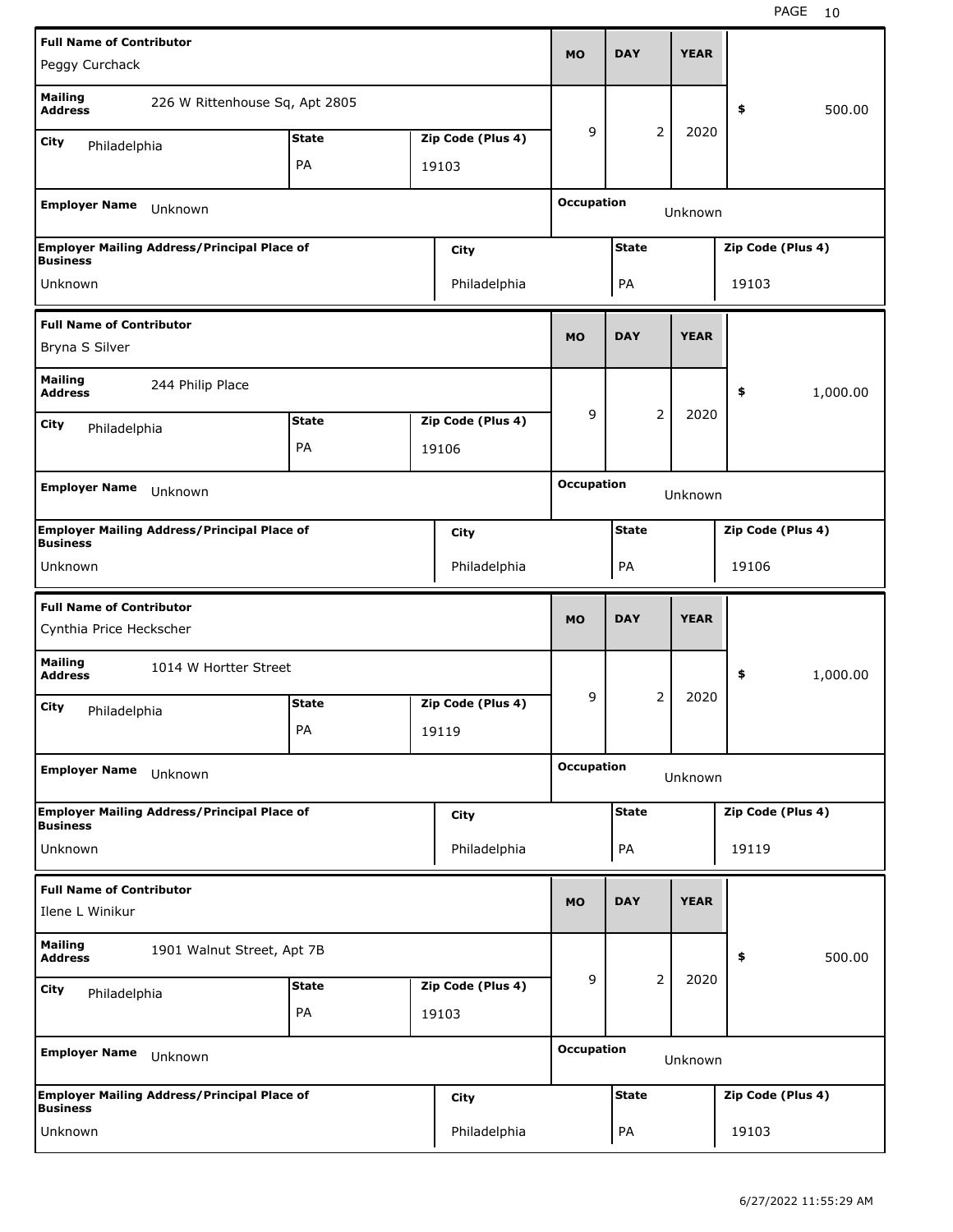| Full Name of Contributor | | | MO | DAY | YEAR | |
|---|---|---|---|---|---|---|
| Peggy Curchack | | | | | | |
| **Mailing Address** 226 W Rittenhouse Sq, Apt 2805 | | | 9 | 2 | 2020 | $ 500.00 |
| **City** Philadelphia | **State** PA | **Zip Code (Plus 4)** 19103 | | | | |
| **Employer Name** Unknown | | | **Occupation** Unknown | | | |
| **Employer Mailing Address/Principal Place of Business** Unknown | | **City** Philadelphia | **State** PA | | **Zip Code (Plus 4)** 19103 | |

| Full Name of Contributor | | | MO | DAY | YEAR | |
|---|---|---|---|---|---|---|
| Bryna S Silver | | | | | | |
| **Mailing Address** 244 Philip Place | | | 9 | 2 | 2020 | $ 1,000.00 |
| **City** Philadelphia | **State** PA | **Zip Code (Plus 4)** 19106 | | | | |
| **Employer Name** Unknown | | | **Occupation** Unknown | | | |
| **Employer Mailing Address/Principal Place of Business** Unknown | | **City** Philadelphia | **State** PA | | **Zip Code (Plus 4)** 19106 | |

| Full Name of Contributor | | | MO | DAY | YEAR | |
|---|---|---|---|---|---|---|
| Cynthia Price Heckscher | | | | | | |
| **Mailing Address** 1014 W Hortter Street | | | 9 | 2 | 2020 | $ 1,000.00 |
| **City** Philadelphia | **State** PA | **Zip Code (Plus 4)** 19119 | | | | |
| **Employer Name** Unknown | | | **Occupation** Unknown | | | |
| **Employer Mailing Address/Principal Place of Business** Unknown | | **City** Philadelphia | **State** PA | | **Zip Code (Plus 4)** 19119 | |

| Full Name of Contributor | | | MO | DAY | YEAR | |
|---|---|---|---|---|---|---|
| Ilene L Winikur | | | | | | |
| **Mailing Address** 1901 Walnut Street, Apt 7B | | | 9 | 2 | 2020 | $ 500.00 |
| **City** Philadelphia | **State** PA | **Zip Code (Plus 4)** 19103 | | | | |
| **Employer Name** Unknown | | | **Occupation** Unknown | | | |
| **Employer Mailing Address/Principal Place of Business** Unknown | | **City** Philadelphia | **State** PA | | **Zip Code (Plus 4)** 19103 | |

6/27/2022 11:55:29 AM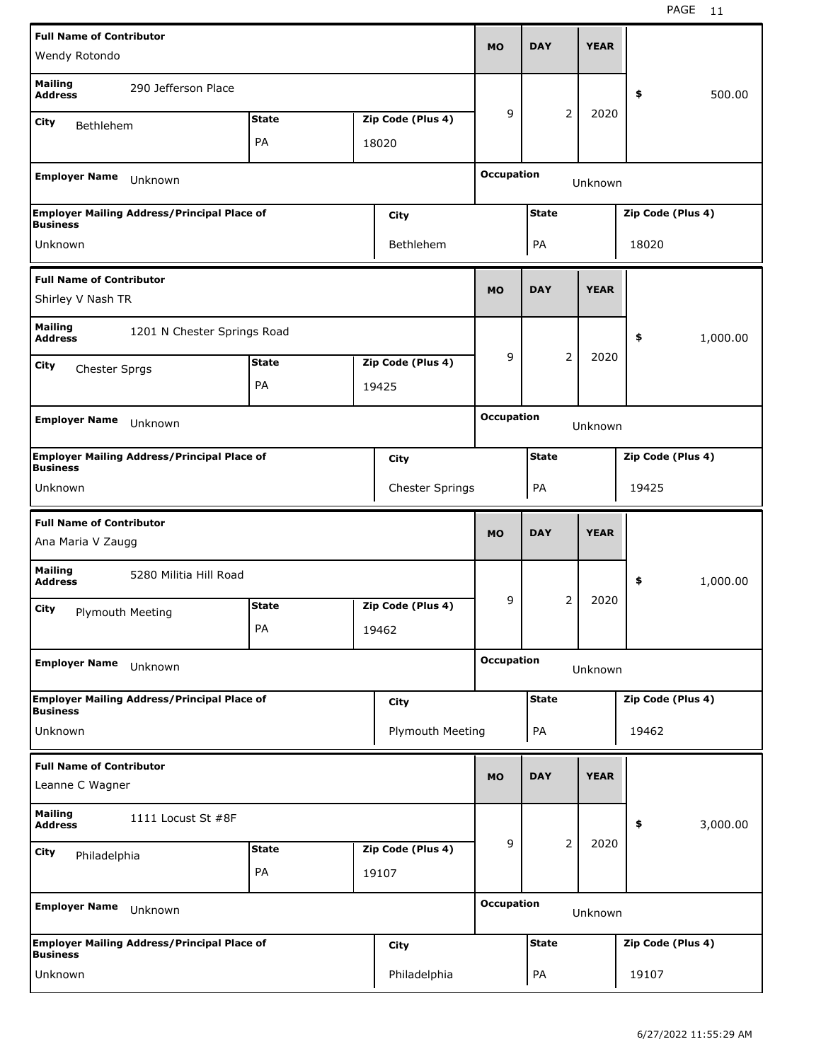| Full Name of Contributor | | | MO | DAY | YEAR | Amount |
|---|---|---|---|---|---|---|
| Wendy Rotondo | | | 9 | 2 | 2020 | $ 500.00 |
| **Mailing Address** | 290 Jefferson Place | | | | | |
| **City** | **State** | **Zip Code (Plus 4)** | | | | |
| Bethlehem | PA | 18020 | | | | |
| **Employer Name** | Unknown | | **Occupation** | Unknown | | |
| **Employer Mailing Address/Principal Place of Business** | **City** | | **State** | | **Zip Code (Plus 4)** | |
| Unknown | Bethlehem | | PA | | 18020 | |

| Full Name of Contributor | | | MO | DAY | YEAR | Amount |
|---|---|---|---|---|---|---|
| Shirley V Nash TR | | | 9 | 2 | 2020 | $ 1,000.00 |
| **Mailing Address** | 1201 N Chester Springs Road | | | | | |
| **City** | **State** | **Zip Code (Plus 4)** | | | | |
| Chester Sprgs | PA | 19425 | | | | |
| **Employer Name** | Unknown | | **Occupation** | Unknown | | |
| **Employer Mailing Address/Principal Place of Business** | **City** | | **State** | | **Zip Code (Plus 4)** | |
| Unknown | Chester Springs | | PA | | 19425 | |

| Full Name of Contributor | | | MO | DAY | YEAR | Amount |
|---|---|---|---|---|---|---|
| Ana Maria V Zaugg | | | 9 | 2 | 2020 | $ 1,000.00 |
| **Mailing Address** | 5280 Militia Hill Road | | | | | |
| **City** | **State** | **Zip Code (Plus 4)** | | | | |
| Plymouth Meeting | PA | 19462 | | | | |
| **Employer Name** | Unknown | | **Occupation** | Unknown | | |
| **Employer Mailing Address/Principal Place of Business** | **City** | | **State** | | **Zip Code (Plus 4)** | |
| Unknown | Plymouth Meeting | | PA | | 19462 | |

| Full Name of Contributor | | | MO | DAY | YEAR | Amount |
|---|---|---|---|---|---|---|
| Leanne C Wagner | | | 9 | 2 | 2020 | $ 3,000.00 |
| **Mailing Address** | 1111 Locust St #8F | | | | | |
| **City** | **State** | **Zip Code (Plus 4)** | | | | |
| Philadelphia | PA | 19107 | | | | |
| **Employer Name** | Unknown | | **Occupation** | Unknown | | |
| **Employer Mailing Address/Principal Place of Business** | **City** | | **State** | | **Zip Code (Plus 4)** | |
| Unknown | Philadelphia | | PA | | 19107 | |

6/27/2022 11:55:29 AM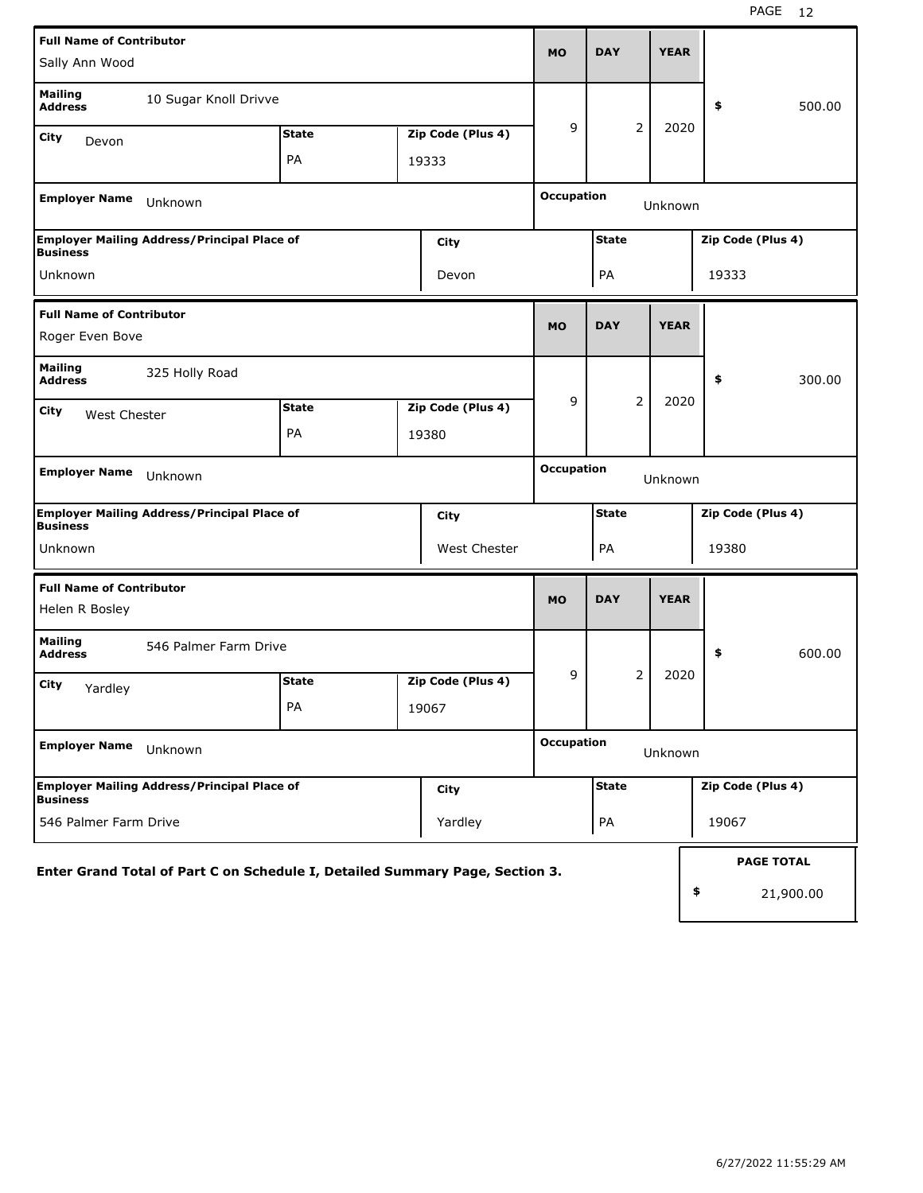| Full Name of Contributor | | | MO | DAY | YEAR | |
|---|---|---|---|---|---|---|
| Sally Ann Wood | | | | | | |
| Mailing Address | 10 Sugar Knoll Drivve | | 9 | 2 | 2020 | $ 500.00 |
| City: Devon | State: PA | Zip Code (Plus 4): 19333 | | | | |
| Employer Name: Unknown | | | Occupation: Unknown | | | |
| Employer Mailing Address/Principal Place of Business: Unknown | City: Devon | | State: PA | | Zip Code (Plus 4): 19333 | |

| Full Name of Contributor | | | MO | DAY | YEAR | |
|---|---|---|---|---|---|---|
| Roger Even Bove | | | | | | |
| Mailing Address | 325 Holly Road | | 9 | 2 | 2020 | $ 300.00 |
| City: West Chester | State: PA | Zip Code (Plus 4): 19380 | | | | |
| Employer Name: Unknown | | | Occupation: Unknown | | | |
| Employer Mailing Address/Principal Place of Business: Unknown | City: West Chester | | State: PA | | Zip Code (Plus 4): 19380 | |

| Full Name of Contributor | | | MO | DAY | YEAR | |
|---|---|---|---|---|---|---|
| Helen R Bosley | | | | | | |
| Mailing Address | 546 Palmer Farm Drive | | 9 | 2 | 2020 | $ 600.00 |
| City: Yardley | State: PA | Zip Code (Plus 4): 19067 | | | | |
| Employer Name: Unknown | | | Occupation: Unknown | | | |
| Employer Mailing Address/Principal Place of Business: 546 Palmer Farm Drive | City: Yardley | | State: PA | | Zip Code (Plus 4): 19067 | |

**Enter Grand Total of Part C on Schedule I, Detailed Summary Page, Section 3.**

| PAGE TOTAL |
|---|
| $ 21,900.00 |

6/27/2022 11:55:29 AM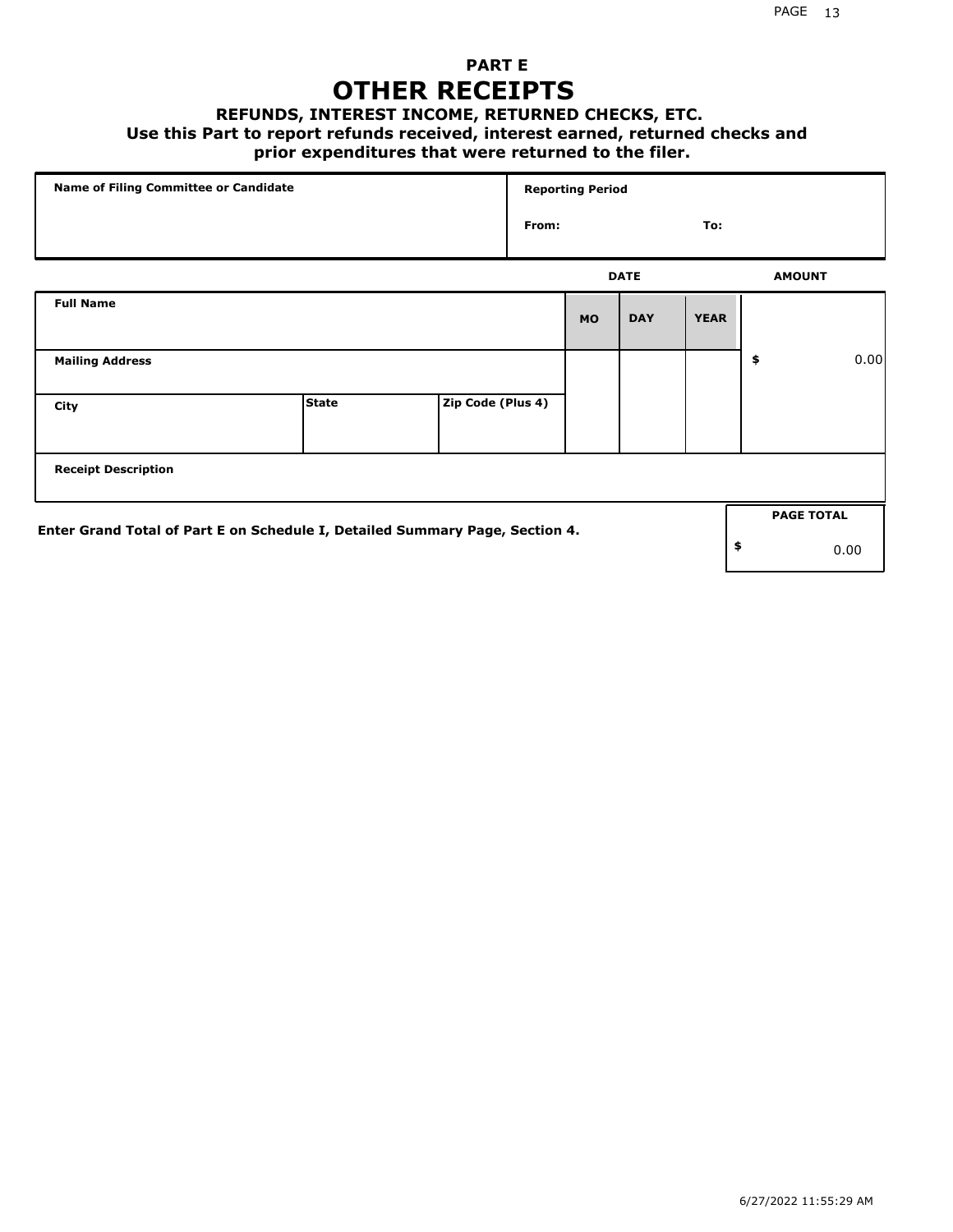# PART E

# OTHER RECEIPTS

### REFUNDS, INTEREST INCOME, RETURNED CHECKS, ETC.

**Use this Part to report refunds received, interest earned, returned checks and prior expenditures that were returned to the filer.**

| Name of Filing Committee or Candidate | Reporting Period | |
|---|---|---|
| | From: | To: |

| Full Name | | | DATE MO | DAY | YEAR | AMOUNT |
|---|---|---|---|---|---|---|
| Mailing Address | | | | | | $ 0.00 |
| City | State | Zip Code (Plus 4) | | | | |
| Receipt Description | | | | | | |

Enter Grand Total of Part E on Schedule I, Detailed Summary Page, Section 4.

| PAGE TOTAL |
|---|
| $ 0.00 |

6/27/2022 11:55:29 AM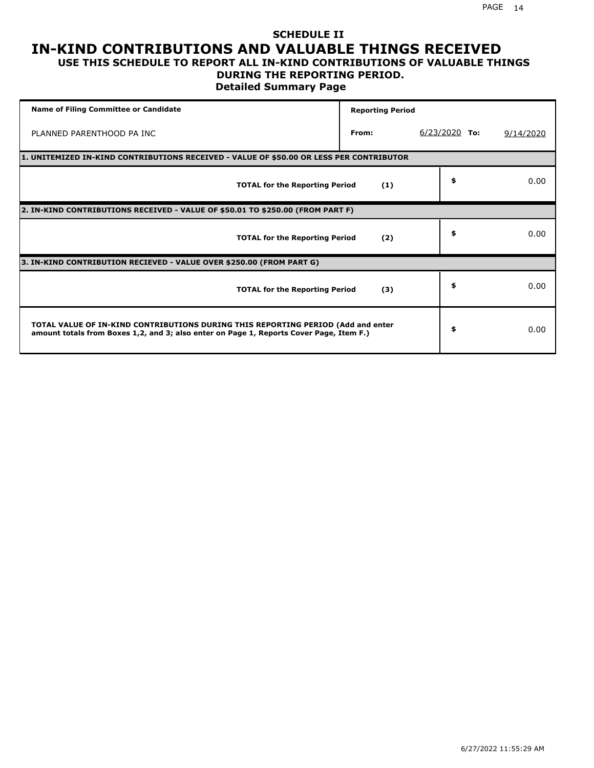# SCHEDULE II
# IN-KIND CONTRIBUTIONS AND VALUABLE THINGS RECEIVED
### USE THIS SCHEDULE TO REPORT ALL IN-KIND CONTRIBUTIONS OF VALUABLE THINGS DURING THE REPORTING PERIOD.
### Detailed Summary Page

| Name of Filing Committee or Candidate | Reporting Period | | | |
|---|---|---|---|---|
| PLANNED PARENTHOOD PA INC | From: | 6/23/2020 | To: | 9/14/2020 |

| **1. UNITEMIZED IN-KIND CONTRIBUTIONS RECEIVED - VALUE OF $50.00 OR LESS PER CONTRIBUTOR** | | |
|---|---|---|
| **TOTAL for the Reporting Period** | **(1)** | $ 0.00 |
| **2. IN-KIND CONTRIBUTIONS RECEIVED - VALUE OF $50.01 TO $250.00 (FROM PART F)** | | |
| **TOTAL for the Reporting Period** | **(2)** | $ 0.00 |
| **3. IN-KIND CONTRIBUTION RECIEVED - VALUE OVER $250.00 (FROM PART G)** | | |
| **TOTAL for the Reporting Period** | **(3)** | $ 0.00 |
| **TOTAL VALUE OF IN-KIND CONTRIBUTIONS DURING THIS REPORTING PERIOD (Add and enter amount totals from Boxes 1,2, and 3; also enter on Page 1, Reports Cover Page, Item F.)** | | $ 0.00 |

6/27/2022 11:55:29 AM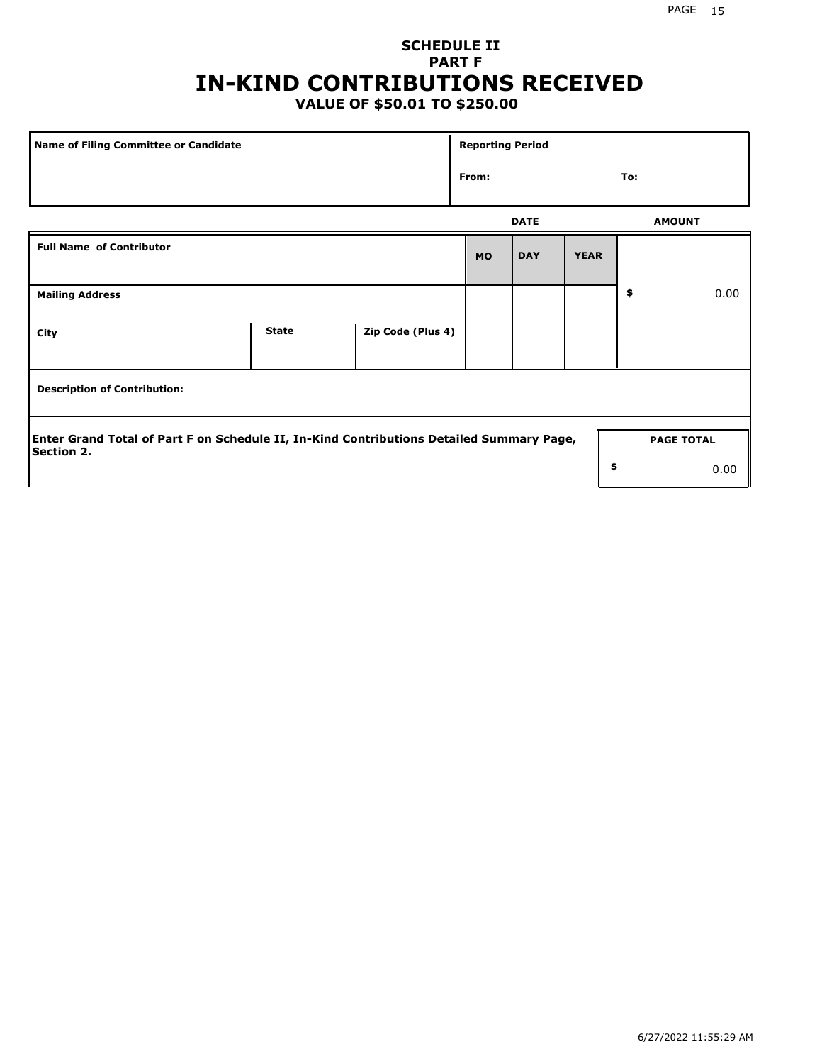# SCHEDULE II
## PART F
# IN-KIND CONTRIBUTIONS RECEIVED
### VALUE OF $50.01 TO $250.00

| Name of Filing Committee or Candidate | Reporting Period |
|---|---|
| | From: To: |

| Full Name of Contributor | | | DATE MO | DAY | YEAR | AMOUNT |
|---|---|---|---|---|---|---|
| Mailing Address | | | | | | $ 0.00 |
| City | State | Zip Code (Plus 4) | | | | |
| Description of Contribution: | | | | | | |

| Enter Grand Total of Part F on Schedule II, In-Kind Contributions Detailed Summary Page, Section 2. | PAGE TOTAL |
|---|---|
| | $ 0.00 |

6/27/2022 11:55:29 AM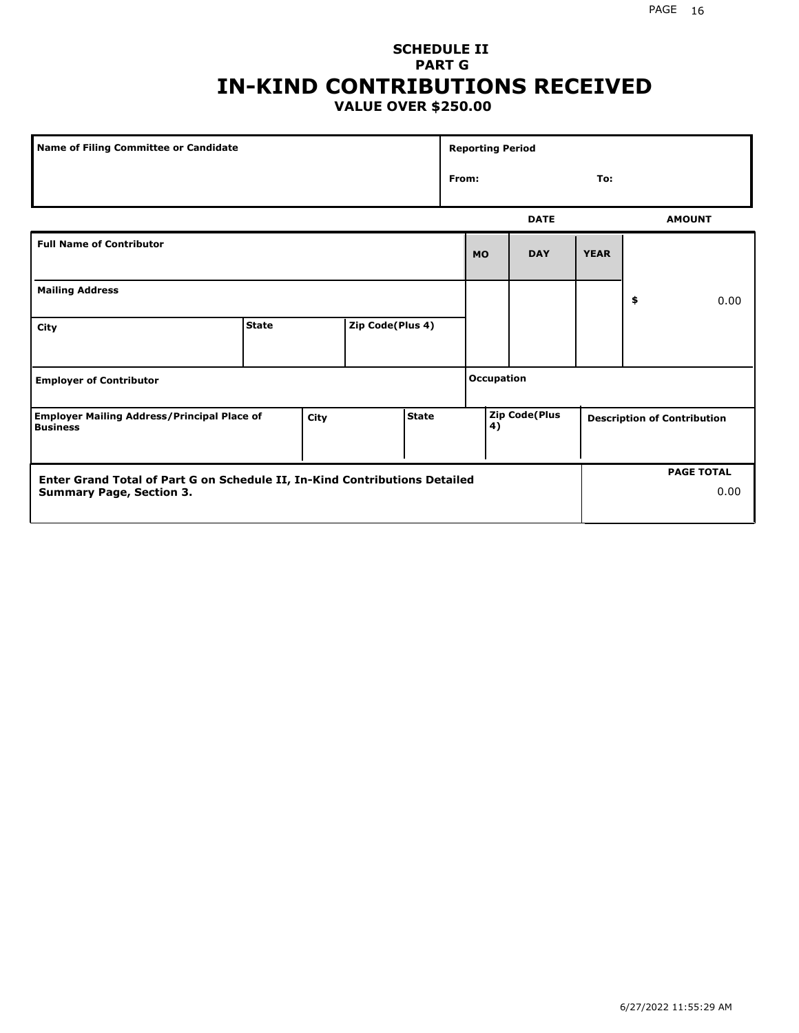**SCHEDULE II**
**PART G**

# IN-KIND CONTRIBUTIONS RECEIVED

**VALUE OVER $250.00**

| Name of Filing Committee or Candidate | Reporting Period |
|---|---|
| | From: To: |

| Full Name of Contributor | | | DATE MO | DAY | YEAR | AMOUNT |
|---|---|---|---|---|---|---|
| Mailing Address | | | | | | $ 0.00 |
| City | State | Zip Code(Plus 4) | | | | |
| Employer of Contributor | | | Occupation | | | |

| Employer Mailing Address/Principal Place of Business | City | State | Zip Code(Plus 4) | Description of Contribution |
|---|---|---|---|---|
| | | | | |

| Enter Grand Total of Part G on Schedule II, In-Kind Contributions Detailed Summary Page, Section 3. | PAGE TOTAL |
|---|---|
| | 0.00 |

6/27/2022 11:55:29 AM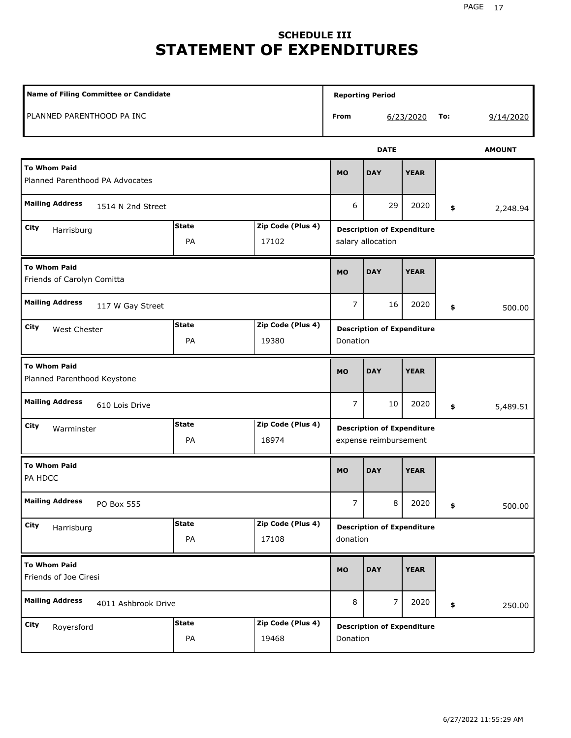## SCHEDULE III

# STATEMENT OF EXPENDITURES

| Name of Filing Committee or Candidate | Reporting Period |
|---|---|
| PLANNED PARENTHOOD PA INC | From 6/23/2020 To: 9/14/2020 |

| To Whom Paid | Mailing Address | City | State | Zip Code (Plus 4) | MO | DAY | YEAR | AMOUNT | Description of Expenditure |
|---|---|---|---|---|---|---|---|---|---|
| Planned Parenthood PA Advocates | 1514 N 2nd Street | Harrisburg | PA | 17102 | 6 | 29 | 2020 | $ 2,248.94 | salary allocation |
| Friends of Carolyn Comitta | 117 W Gay Street | West Chester | PA | 19380 | 7 | 16 | 2020 | $ 500.00 | Donation |
| Planned Parenthood Keystone | 610 Lois Drive | Warminster | PA | 18974 | 7 | 10 | 2020 | $ 5,489.51 | expense reimbursement |
| PA HDCC | PO Box 555 | Harrisburg | PA | 17108 | 7 | 8 | 2020 | $ 500.00 | donation |
| Friends of Joe Ciresi | 4011 Ashbrook Drive | Royersford | PA | 19468 | 8 | 7 | 2020 | $ 250.00 | Donation |

6/27/2022 11:55:29 AM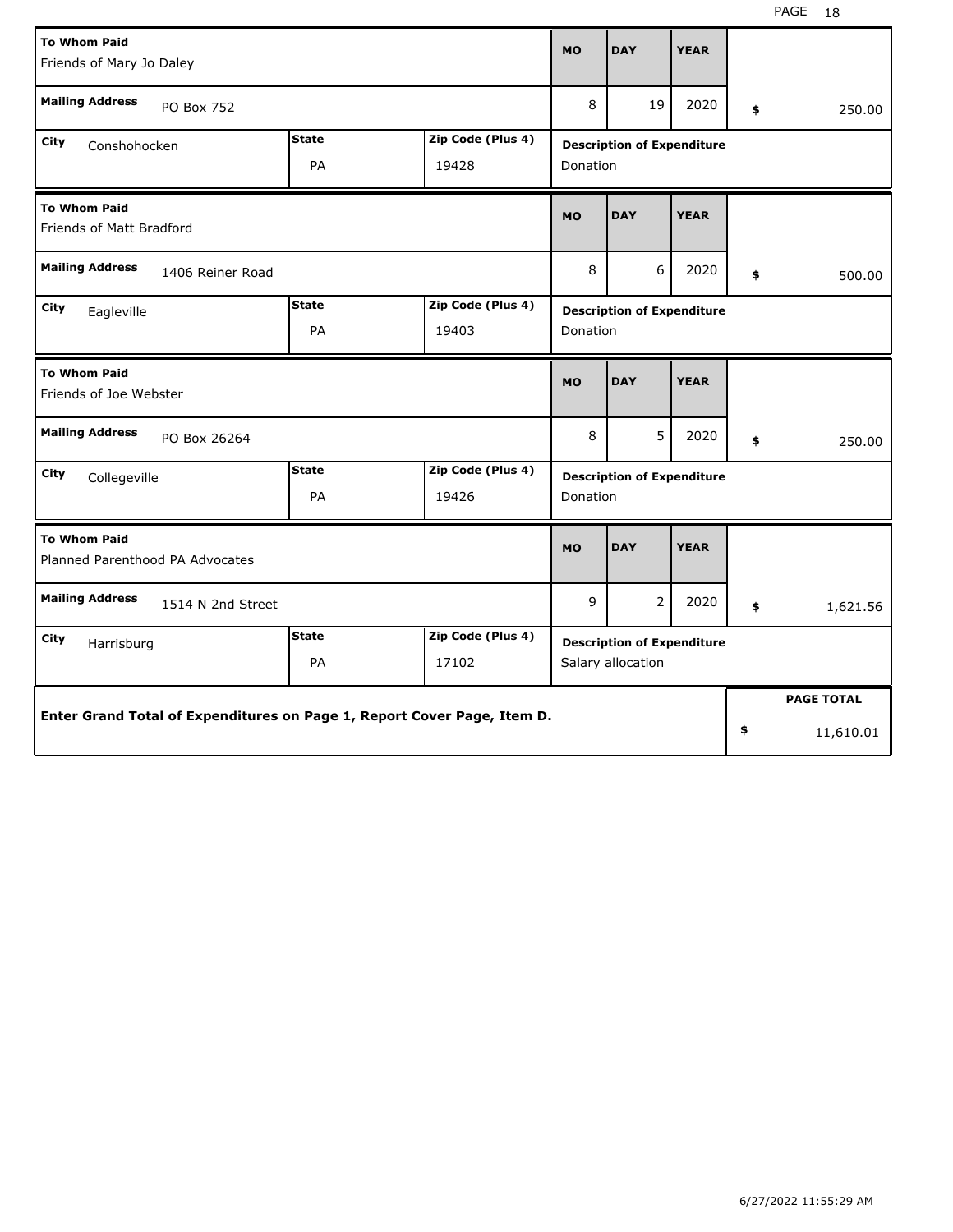| To Whom Paid | | | MO | DAY | YEAR | |
|---|---|---|---|---|---|---|
| Friends of Mary Jo Daley | | | | | | |
| **Mailing Address** PO Box 752 | | | 8 | 19 | 2020 | $ 250.00 |
| **City** Conshohocken | **State** PA | **Zip Code (Plus 4)** 19428 | **Description of Expenditure** Donation | | | |

| To Whom Paid | | | MO | DAY | YEAR | |
|---|---|---|---|---|---|---|
| Friends of Matt Bradford | | | | | | |
| **Mailing Address** 1406 Reiner Road | | | 8 | 6 | 2020 | $ 500.00 |
| **City** Eagleville | **State** PA | **Zip Code (Plus 4)** 19403 | **Description of Expenditure** Donation | | | |

| To Whom Paid | | | MO | DAY | YEAR | |
|---|---|---|---|---|---|---|
| Friends of Joe Webster | | | | | | |
| **Mailing Address** PO Box 26264 | | | 8 | 5 | 2020 | $ 250.00 |
| **City** Collegeville | **State** PA | **Zip Code (Plus 4)** 19426 | **Description of Expenditure** Donation | | | |

| To Whom Paid | | | MO | DAY | YEAR | |
|---|---|---|---|---|---|---|
| Planned Parenthood PA Advocates | | | | | | |
| **Mailing Address** 1514 N 2nd Street | | | 9 | 2 | 2020 | $ 1,621.56 |
| **City** Harrisburg | **State** PA | **Zip Code (Plus 4)** 17102 | **Description of Expenditure** Salary allocation | | | |

| | |
|---|---|
| **Enter Grand Total of Expenditures on Page 1, Report Cover Page, Item D.** | **PAGE TOTAL** $ 11,610.01 |

6/27/2022 11:55:29 AM